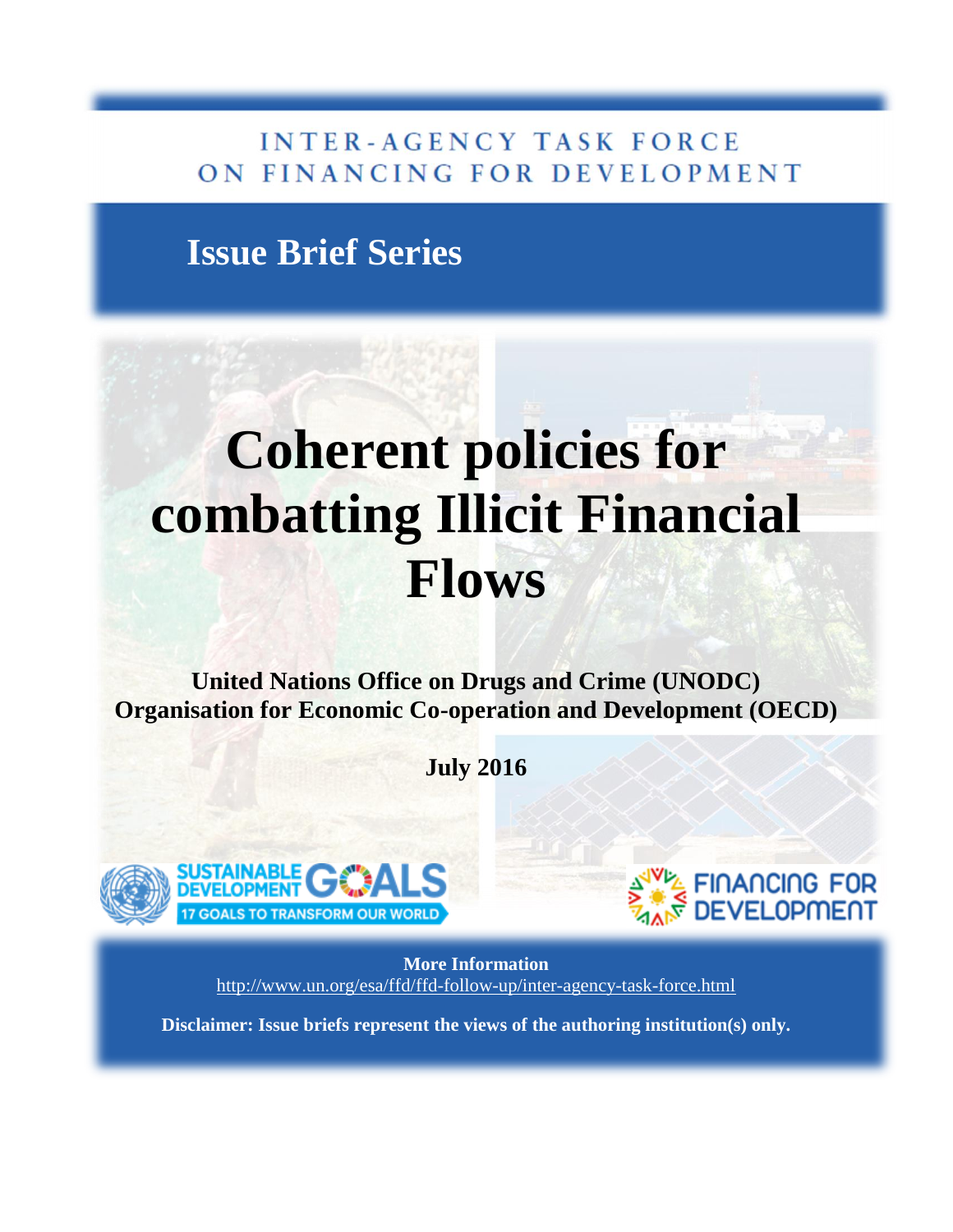INTER-AGENCY TASK FORCE ON FINANCING FOR DEVELOPMENT

**Issue Brief Series**

# Coherent policies for combatting Illicit Financial Flows

**United Nations Office on Drugs and Crime (UNODC)**
**Organisation for Economic Co-operation and Development (OECD)**

**July 2016**

SUSTAINABLE DEVELOPMENT GOALS — 17 GOALS TO TRANSFORM OUR WORLD

FINANCING FOR DEVELOPMENT

**More Information**
http://www.un.org/esa/ffd/ffd-follow-up/inter-agency-task-force.html

**Disclaimer: Issue briefs represent the views of the authoring institution(s) only.**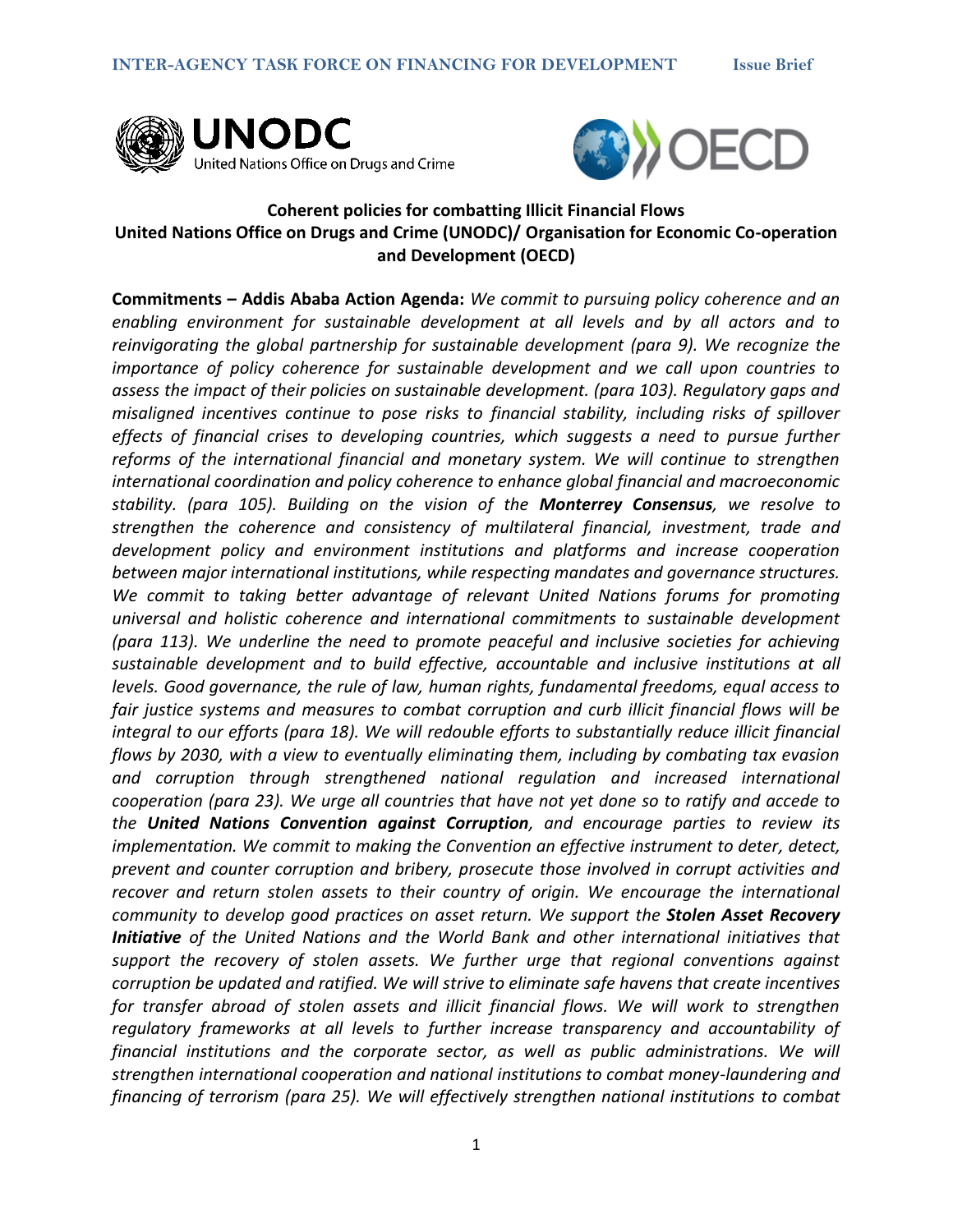**Coherent policies for combatting Illicit Financial Flows**
**United Nations Office on Drugs and Crime (UNODC)/ Organisation for Economic Co-operation and Development (OECD)**

**Commitments – Addis Ababa Action Agenda:** *We commit to pursuing policy coherence and an enabling environment for sustainable development at all levels and by all actors and to reinvigorating the global partnership for sustainable development (para 9). We recognize the importance of policy coherence for sustainable development and we call upon countries to assess the impact of their policies on sustainable development. (para 103). Regulatory gaps and misaligned incentives continue to pose risks to financial stability, including risks of spillover effects of financial crises to developing countries, which suggests a need to pursue further reforms of the international financial and monetary system. We will continue to strengthen international coordination and policy coherence to enhance global financial and macroeconomic stability. (para 105). Building on the vision of the* ***Monterrey Consensus****, we resolve to strengthen the coherence and consistency of multilateral financial, investment, trade and development policy and environment institutions and platforms and increase cooperation between major international institutions, while respecting mandates and governance structures. We commit to taking better advantage of relevant United Nations forums for promoting universal and holistic coherence and international commitments to sustainable development (para 113). We underline the need to promote peaceful and inclusive societies for achieving sustainable development and to build effective, accountable and inclusive institutions at all levels. Good governance, the rule of law, human rights, fundamental freedoms, equal access to fair justice systems and measures to combat corruption and curb illicit financial flows will be integral to our efforts (para 18). We will redouble efforts to substantially reduce illicit financial flows by 2030, with a view to eventually eliminating them, including by combating tax evasion and corruption through strengthened national regulation and increased international cooperation (para 23). We urge all countries that have not yet done so to ratify and accede to the* ***United Nations Convention against Corruption****, and encourage parties to review its implementation. We commit to making the Convention an effective instrument to deter, detect, prevent and counter corruption and bribery, prosecute those involved in corrupt activities and recover and return stolen assets to their country of origin. We encourage the international community to develop good practices on asset return. We support the* ***Stolen Asset Recovery Initiative*** *of the United Nations and the World Bank and other international initiatives that support the recovery of stolen assets. We further urge that regional conventions against corruption be updated and ratified. We will strive to eliminate safe havens that create incentives for transfer abroad of stolen assets and illicit financial flows. We will work to strengthen regulatory frameworks at all levels to further increase transparency and accountability of financial institutions and the corporate sector, as well as public administrations. We will strengthen international cooperation and national institutions to combat money-laundering and financing of terrorism (para 25). We will effectively strengthen national institutions to combat*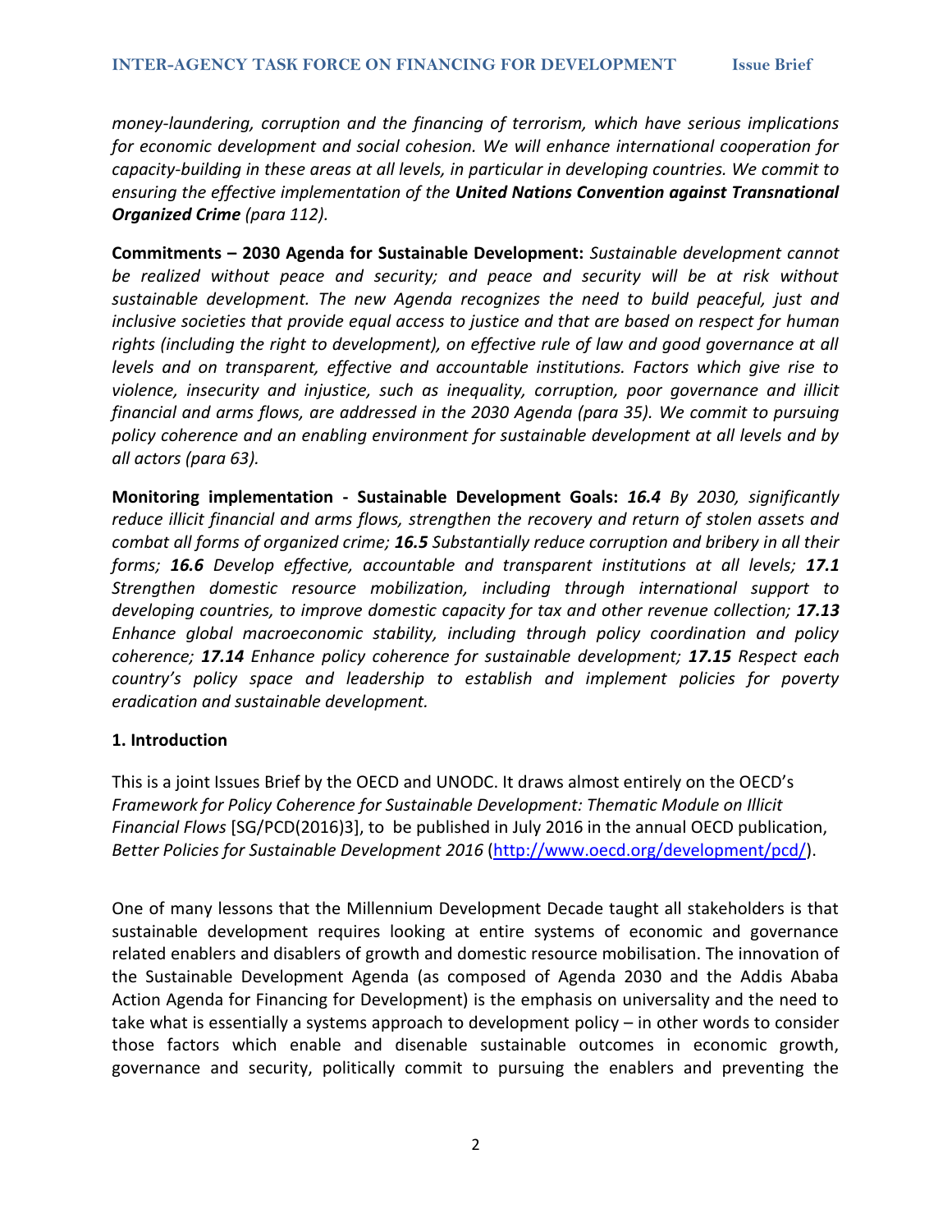*money-laundering, corruption and the financing of terrorism, which have serious implications for economic development and social cohesion. We will enhance international cooperation for capacity-building in these areas at all levels, in particular in developing countries. We commit to ensuring the effective implementation of the* ***United Nations Convention against Transnational Organized Crime*** *(para 112).*

**Commitments – 2030 Agenda for Sustainable Development:** *Sustainable development cannot be realized without peace and security; and peace and security will be at risk without sustainable development. The new Agenda recognizes the need to build peaceful, just and inclusive societies that provide equal access to justice and that are based on respect for human rights (including the right to development), on effective rule of law and good governance at all levels and on transparent, effective and accountable institutions. Factors which give rise to violence, insecurity and injustice, such as inequality, corruption, poor governance and illicit financial and arms flows, are addressed in the 2030 Agenda (para 35). We commit to pursuing policy coherence and an enabling environment for sustainable development at all levels and by all actors (para 63).*

**Monitoring implementation - Sustainable Development Goals:** ***16.4*** *By 2030, significantly reduce illicit financial and arms flows, strengthen the recovery and return of stolen assets and combat all forms of organized crime;* ***16.5*** *Substantially reduce corruption and bribery in all their forms;* ***16.6*** *Develop effective, accountable and transparent institutions at all levels;* ***17.1*** *Strengthen domestic resource mobilization, including through international support to developing countries, to improve domestic capacity for tax and other revenue collection;* ***17.13*** *Enhance global macroeconomic stability, including through policy coordination and policy coherence;* ***17.14*** *Enhance policy coherence for sustainable development;* ***17.15*** *Respect each country's policy space and leadership to establish and implement policies for poverty eradication and sustainable development.*

## 1. Introduction

This is a joint Issues Brief by the OECD and UNODC. It draws almost entirely on the OECD's *Framework for Policy Coherence for Sustainable Development: Thematic Module on Illicit Financial Flows* [SG/PCD(2016)3], to be published in July 2016 in the annual OECD publication, *Better Policies for Sustainable Development 2016* (http://www.oecd.org/development/pcd/).

One of many lessons that the Millennium Development Decade taught all stakeholders is that sustainable development requires looking at entire systems of economic and governance related enablers and disablers of growth and domestic resource mobilisation. The innovation of the Sustainable Development Agenda (as composed of Agenda 2030 and the Addis Ababa Action Agenda for Financing for Development) is the emphasis on universality and the need to take what is essentially a systems approach to development policy – in other words to consider those factors which enable and disenable sustainable outcomes in economic growth, governance and security, politically commit to pursuing the enablers and preventing the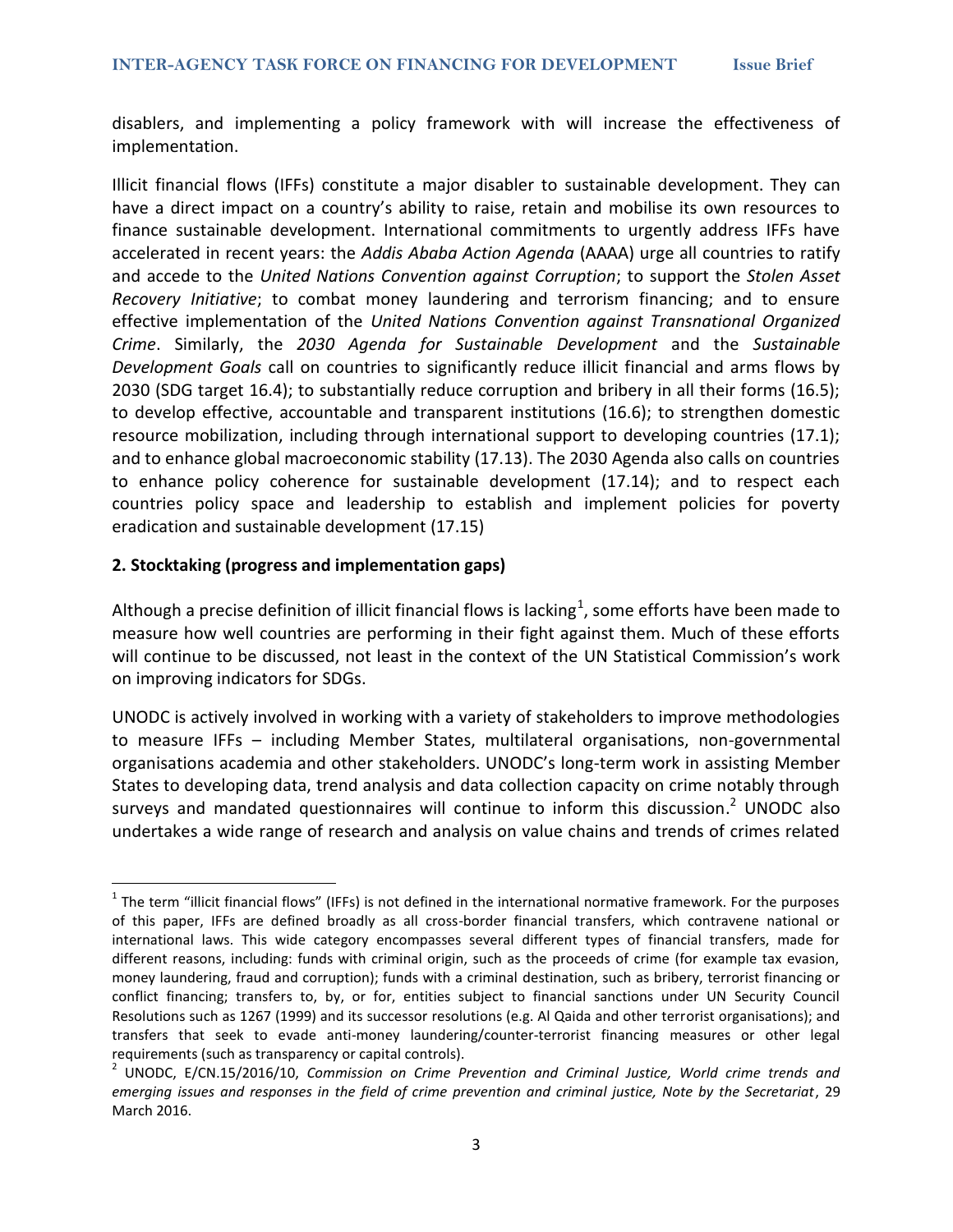disablers, and implementing a policy framework with will increase the effectiveness of implementation.

Illicit financial flows (IFFs) constitute a major disabler to sustainable development. They can have a direct impact on a country's ability to raise, retain and mobilise its own resources to finance sustainable development. International commitments to urgently address IFFs have accelerated in recent years: the *Addis Ababa Action Agenda* (AAAA) urge all countries to ratify and accede to the *United Nations Convention against Corruption*; to support the *Stolen Asset Recovery Initiative*; to combat money laundering and terrorism financing; and to ensure effective implementation of the *United Nations Convention against Transnational Organized Crime*. Similarly, the *2030 Agenda for Sustainable Development* and the *Sustainable Development Goals* call on countries to significantly reduce illicit financial and arms flows by 2030 (SDG target 16.4); to substantially reduce corruption and bribery in all their forms (16.5); to develop effective, accountable and transparent institutions (16.6); to strengthen domestic resource mobilization, including through international support to developing countries (17.1); and to enhance global macroeconomic stability (17.13). The 2030 Agenda also calls on countries to enhance policy coherence for sustainable development (17.14); and to respect each countries policy space and leadership to establish and implement policies for poverty eradication and sustainable development (17.15)

## 2. Stocktaking (progress and implementation gaps)

Although a precise definition of illicit financial flows is lacking[1], some efforts have been made to measure how well countries are performing in their fight against them. Much of these efforts will continue to be discussed, not least in the context of the UN Statistical Commission's work on improving indicators for SDGs.

UNODC is actively involved in working with a variety of stakeholders to improve methodologies to measure IFFs – including Member States, multilateral organisations, non-governmental organisations academia and other stakeholders. UNODC's long-term work in assisting Member States to developing data, trend analysis and data collection capacity on crime notably through surveys and mandated questionnaires will continue to inform this discussion.[2] UNODC also undertakes a wide range of research and analysis on value chains and trends of crimes related

---

[1] The term "illicit financial flows" (IFFs) is not defined in the international normative framework. For the purposes of this paper, IFFs are defined broadly as all cross-border financial transfers, which contravene national or international laws. This wide category encompasses several different types of financial transfers, made for different reasons, including: funds with criminal origin, such as the proceeds of crime (for example tax evasion, money laundering, fraud and corruption); funds with a criminal destination, such as bribery, terrorist financing or conflict financing; transfers to, by, or for, entities subject to financial sanctions under UN Security Council Resolutions such as 1267 (1999) and its successor resolutions (e.g. Al Qaida and other terrorist organisations); and transfers that seek to evade anti-money laundering/counter-terrorist financing measures or other legal requirements (such as transparency or capital controls).

[2] UNODC, E/CN.15/2016/10, *Commission on Crime Prevention and Criminal Justice, World crime trends and emerging issues and responses in the field of crime prevention and criminal justice, Note by the Secretariat*, 29 March 2016.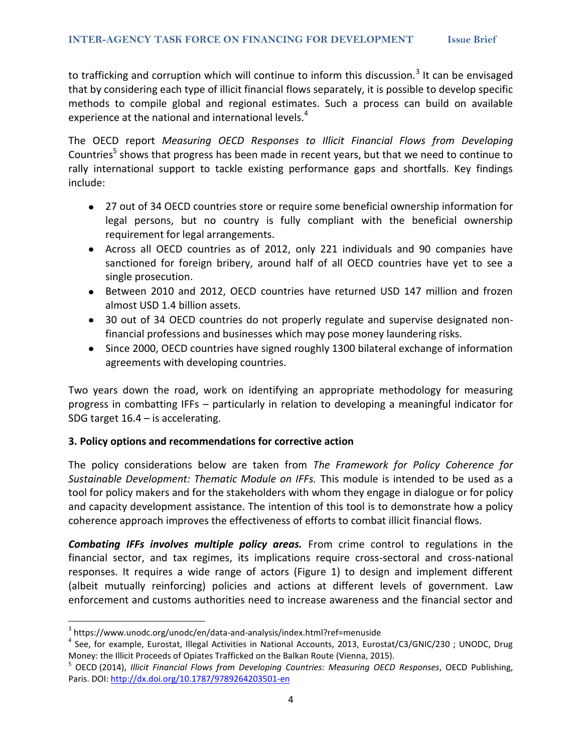to trafficking and corruption which will continue to inform this discussion.[3] It can be envisaged that by considering each type of illicit financial flows separately, it is possible to develop specific methods to compile global and regional estimates. Such a process can build on available experience at the national and international levels.[4]

The OECD report *Measuring OECD Responses to Illicit Financial Flows from Developing* Countries[5] shows that progress has been made in recent years, but that we need to continue to rally international support to tackle existing performance gaps and shortfalls. Key findings include:

- 27 out of 34 OECD countries store or require some beneficial ownership information for legal persons, but no country is fully compliant with the beneficial ownership requirement for legal arrangements.
- Across all OECD countries as of 2012, only 221 individuals and 90 companies have sanctioned for foreign bribery, around half of all OECD countries have yet to see a single prosecution.
- Between 2010 and 2012, OECD countries have returned USD 147 million and frozen almost USD 1.4 billion assets.
- 30 out of 34 OECD countries do not properly regulate and supervise designated non-financial professions and businesses which may pose money laundering risks.
- Since 2000, OECD countries have signed roughly 1300 bilateral exchange of information agreements with developing countries.

Two years down the road, work on identifying an appropriate methodology for measuring progress in combatting IFFs – particularly in relation to developing a meaningful indicator for SDG target 16.4 – is accelerating.

### 3. Policy options and recommendations for corrective action

The policy considerations below are taken from *The Framework for Policy Coherence for Sustainable Development: Thematic Module on IFFs.* This module is intended to be used as a tool for policy makers and for the stakeholders with whom they engage in dialogue or for policy and capacity development assistance. The intention of this tool is to demonstrate how a policy coherence approach improves the effectiveness of efforts to combat illicit financial flows.

***Combating IFFs involves multiple policy areas.*** From crime control to regulations in the financial sector, and tax regimes, its implications require cross-sectoral and cross-national responses. It requires a wide range of actors (Figure 1) to design and implement different (albeit mutually reinforcing) policies and actions at different levels of government. Law enforcement and customs authorities need to increase awareness and the financial sector and

---

[3] https://www.unodc.org/unodc/en/data-and-analysis/index.html?ref=menuside

[4] See, for example, Eurostat, Illegal Activities in National Accounts, 2013, Eurostat/C3/GNIC/230 ; UNODC, Drug Money: the Illicit Proceeds of Opiates Trafficked on the Balkan Route (Vienna, 2015).

[5] OECD (2014), *Illicit Financial Flows from Developing Countries: Measuring OECD Responses*, OECD Publishing, Paris. DOI: http://dx.doi.org/10.1787/9789264203501-en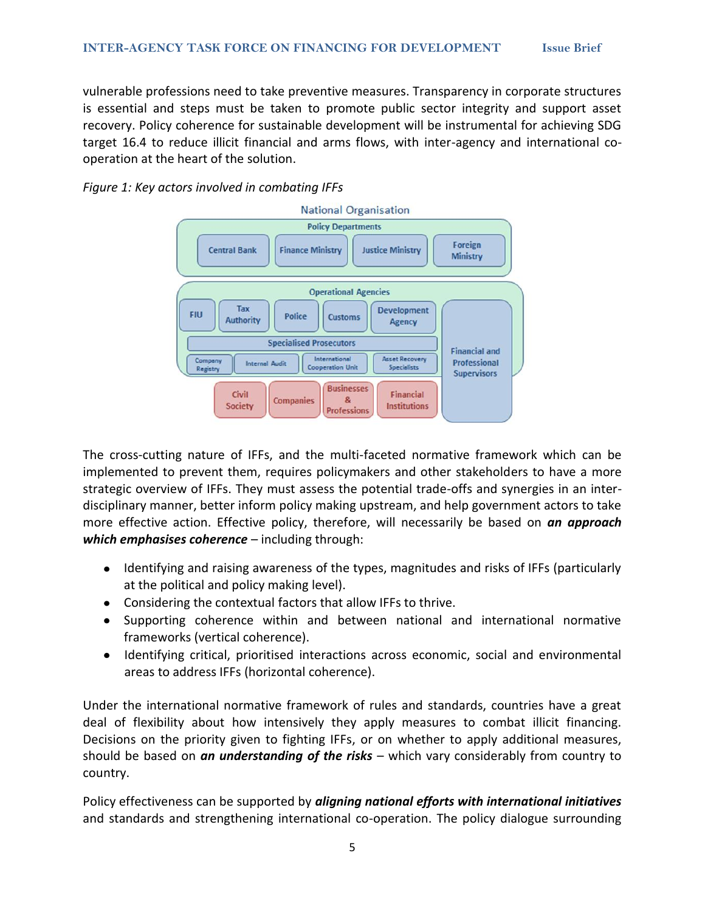vulnerable professions need to take preventive measures. Transparency in corporate structures is essential and steps must be taken to promote public sector integrity and support asset recovery. Policy coherence for sustainable development will be instrumental for achieving SDG target 16.4 to reduce illicit financial and arms flows, with inter-agency and international co-operation at the heart of the solution.

*Figure 1: Key actors involved in combating IFFs*

National Organisation

Policy Departments: Central Bank, Finance Ministry, Justice Ministry, Foreign Ministry

Operational Agencies: FIU, Tax Authority, Police, Customs, Development Agency, Specialised Prosecutors, Company Registry, Internal Audit, International Cooperation Unit, Asset Recovery Specialists

Financial and Professional Supervisors

Civil Society, Companies, Businesses & Professions, Financial Institutions

The cross-cutting nature of IFFs, and the multi-faceted normative framework which can be implemented to prevent them, requires policymakers and other stakeholders to have a more strategic overview of IFFs. They must assess the potential trade-offs and synergies in an inter-disciplinary manner, better inform policy making upstream, and help government actors to take more effective action. Effective policy, therefore, will necessarily be based on ***an approach which emphasises coherence*** – including through:

- Identifying and raising awareness of the types, magnitudes and risks of IFFs (particularly at the political and policy making level).
- Considering the contextual factors that allow IFFs to thrive.
- Supporting coherence within and between national and international normative frameworks (vertical coherence).
- Identifying critical, prioritised interactions across economic, social and environmental areas to address IFFs (horizontal coherence).

Under the international normative framework of rules and standards, countries have a great deal of flexibility about how intensively they apply measures to combat illicit financing. Decisions on the priority given to fighting IFFs, or on whether to apply additional measures, should be based on ***an understanding of the risks*** – which vary considerably from country to country.

Policy effectiveness can be supported by ***aligning national efforts with international initiatives*** and standards and strengthening international co-operation. The policy dialogue surrounding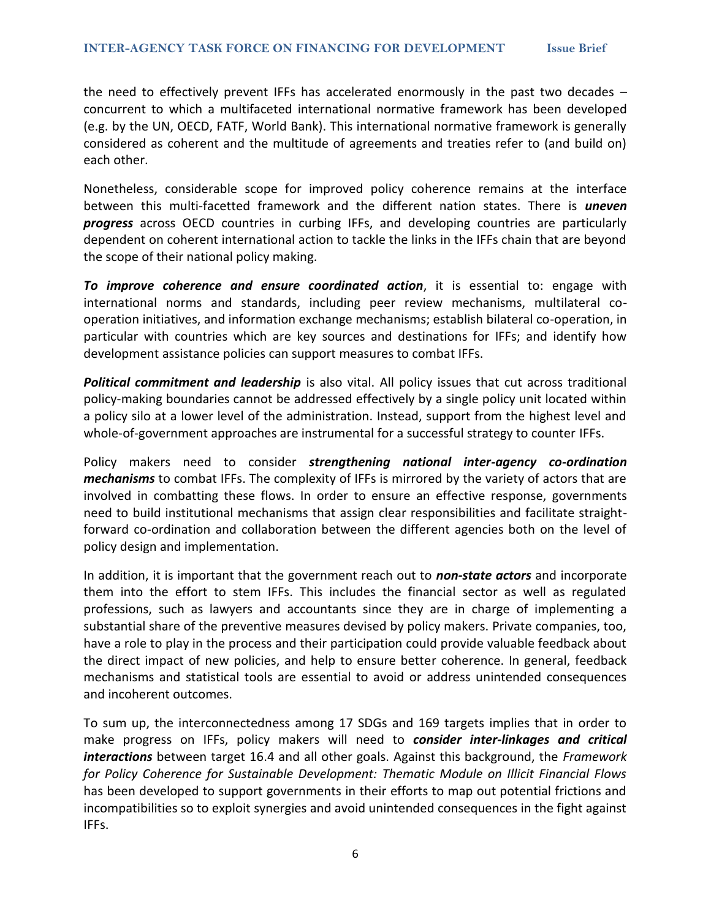the need to effectively prevent IFFs has accelerated enormously in the past two decades – concurrent to which a multifaceted international normative framework has been developed (e.g. by the UN, OECD, FATF, World Bank). This international normative framework is generally considered as coherent and the multitude of agreements and treaties refer to (and build on) each other.

Nonetheless, considerable scope for improved policy coherence remains at the interface between this multi-facetted framework and the different nation states. There is ***uneven progress*** across OECD countries in curbing IFFs, and developing countries are particularly dependent on coherent international action to tackle the links in the IFFs chain that are beyond the scope of their national policy making.

***To improve coherence and ensure coordinated action***, it is essential to: engage with international norms and standards, including peer review mechanisms, multilateral co-operation initiatives, and information exchange mechanisms; establish bilateral co-operation, in particular with countries which are key sources and destinations for IFFs; and identify how development assistance policies can support measures to combat IFFs.

***Political commitment and leadership*** is also vital. All policy issues that cut across traditional policy-making boundaries cannot be addressed effectively by a single policy unit located within a policy silo at a lower level of the administration. Instead, support from the highest level and whole-of-government approaches are instrumental for a successful strategy to counter IFFs.

Policy makers need to consider ***strengthening national inter-agency co-ordination mechanisms*** to combat IFFs. The complexity of IFFs is mirrored by the variety of actors that are involved in combatting these flows. In order to ensure an effective response, governments need to build institutional mechanisms that assign clear responsibilities and facilitate straight-forward co-ordination and collaboration between the different agencies both on the level of policy design and implementation.

In addition, it is important that the government reach out to ***non-state actors*** and incorporate them into the effort to stem IFFs. This includes the financial sector as well as regulated professions, such as lawyers and accountants since they are in charge of implementing a substantial share of the preventive measures devised by policy makers. Private companies, too, have a role to play in the process and their participation could provide valuable feedback about the direct impact of new policies, and help to ensure better coherence. In general, feedback mechanisms and statistical tools are essential to avoid or address unintended consequences and incoherent outcomes.

To sum up, the interconnectedness among 17 SDGs and 169 targets implies that in order to make progress on IFFs, policy makers will need to ***consider inter-linkages and critical interactions*** between target 16.4 and all other goals. Against this background, the *Framework for Policy Coherence for Sustainable Development: Thematic Module on Illicit Financial Flows* has been developed to support governments in their efforts to map out potential frictions and incompatibilities so to exploit synergies and avoid unintended consequences in the fight against IFFs.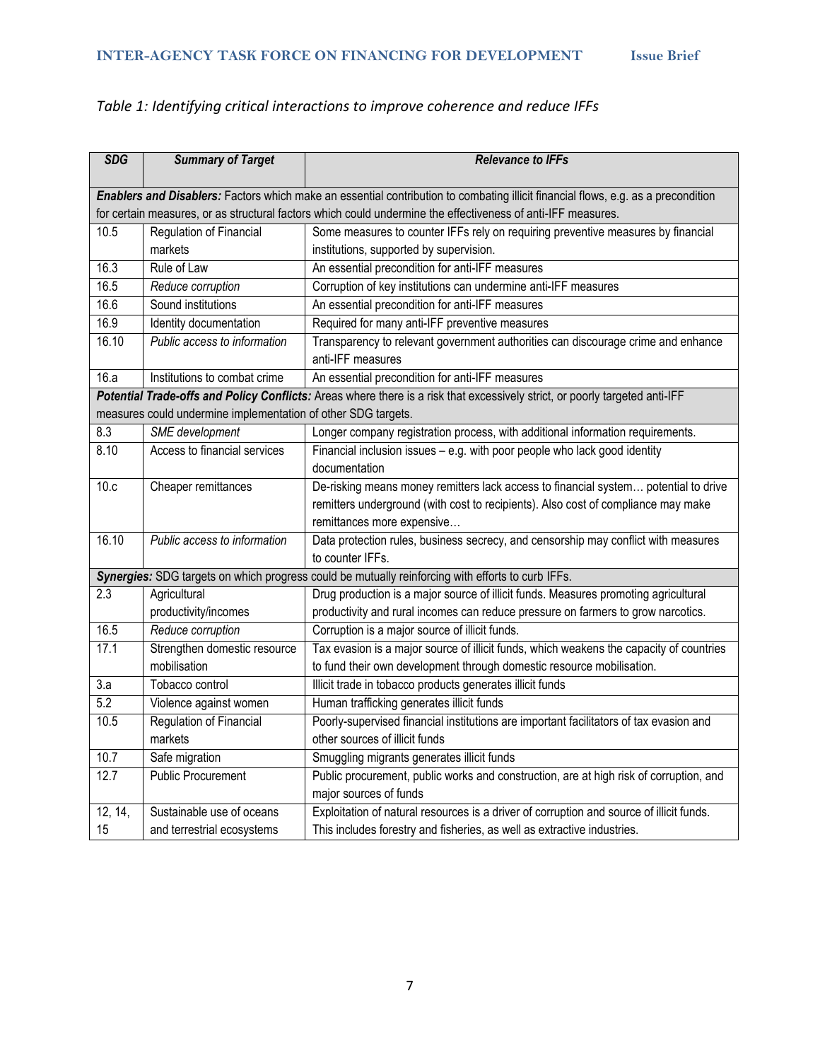*Table 1: Identifying critical interactions to improve coherence and reduce IFFs*

| ***SDG*** | ***Summary of Target*** | ***Relevance to IFFs*** |
|---|---|---|
| ***Enablers and Disablers:*** Factors which make an essential contribution to combating illicit financial flows, e.g. as a precondition for certain measures, or as structural factors which could undermine the effectiveness of anti-IFF measures. | | |
| 10.5 | Regulation of Financial markets | Some measures to counter IFFs rely on requiring preventive measures by financial institutions, supported by supervision. |
| 16.3 | Rule of Law | An essential precondition for anti-IFF measures |
| 16.5 | *Reduce corruption* | Corruption of key institutions can undermine anti-IFF measures |
| 16.6 | Sound institutions | An essential precondition for anti-IFF measures |
| 16.9 | Identity documentation | Required for many anti-IFF preventive measures |
| 16.10 | *Public access to information* | Transparency to relevant government authorities can discourage crime and enhance anti-IFF measures |
| 16.a | Institutions to combat crime | An essential precondition for anti-IFF measures |
| ***Potential Trade-offs and Policy Conflicts:*** Areas where there is a risk that excessively strict, or poorly targeted anti-IFF measures could undermine implementation of other SDG targets. | | |
| 8.3 | *SME development* | Longer company registration process, with additional information requirements. |
| 8.10 | Access to financial services | Financial inclusion issues – e.g. with poor people who lack good identity documentation |
| 10.c | Cheaper remittances | De-risking means money remitters lack access to financial system… potential to drive remitters underground (with cost to recipients). Also cost of compliance may make remittances more expensive… |
| 16.10 | *Public access to information* | Data protection rules, business secrecy, and censorship may conflict with measures to counter IFFs. |
| ***Synergies:*** SDG targets on which progress could be mutually reinforcing with efforts to curb IFFs. | | |
| 2.3 | Agricultural productivity/incomes | Drug production is a major source of illicit funds. Measures promoting agricultural productivity and rural incomes can reduce pressure on farmers to grow narcotics. |
| 16.5 | *Reduce corruption* | Corruption is a major source of illicit funds. |
| 17.1 | Strengthen domestic resource mobilisation | Tax evasion is a major source of illicit funds, which weakens the capacity of countries to fund their own development through domestic resource mobilisation. |
| 3.a | Tobacco control | Illicit trade in tobacco products generates illicit funds |
| 5.2 | Violence against women | Human trafficking generates illicit funds |
| 10.5 | Regulation of Financial markets | Poorly-supervised financial institutions are important facilitators of tax evasion and other sources of illicit funds |
| 10.7 | Safe migration | Smuggling migrants generates illicit funds |
| 12.7 | Public Procurement | Public procurement, public works and construction, are at high risk of corruption, and major sources of funds |
| 12, 14, 15 | Sustainable use of oceans and terrestrial ecosystems | Exploitation of natural resources is a driver of corruption and source of illicit funds. This includes forestry and fisheries, as well as extractive industries. |